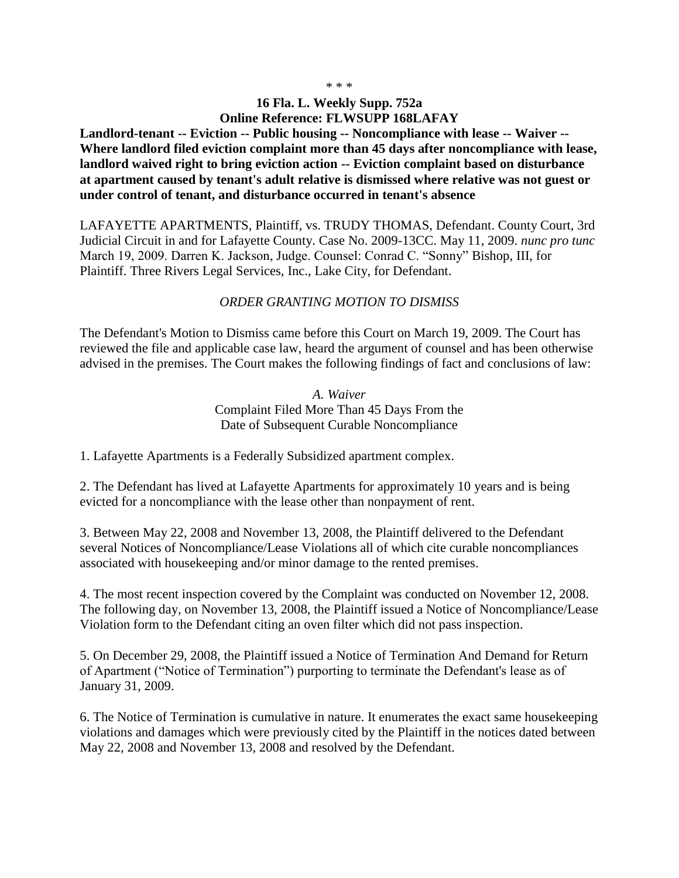\* \* \*

**16 Fla. L. Weekly Supp. 752a**
**Online Reference: FLWSUPP 168LAFAY**

**Landlord-tenant -- Eviction -- Public housing -- Noncompliance with lease -- Waiver -- Where landlord filed eviction complaint more than 45 days after noncompliance with lease, landlord waived right to bring eviction action -- Eviction complaint based on disturbance at apartment caused by tenant's adult relative is dismissed where relative was not guest or under control of tenant, and disturbance occurred in tenant's absence**

LAFAYETTE APARTMENTS, Plaintiff, vs. TRUDY THOMAS, Defendant. County Court, 3rd Judicial Circuit in and for Lafayette County. Case No. 2009-13CC. May 11, 2009. *nunc pro tunc* March 19, 2009. Darren K. Jackson, Judge. Counsel: Conrad C. "Sonny" Bishop, III, for Plaintiff. Three Rivers Legal Services, Inc., Lake City, for Defendant.

*ORDER GRANTING MOTION TO DISMISS*

The Defendant's Motion to Dismiss came before this Court on March 19, 2009. The Court has reviewed the file and applicable case law, heard the argument of counsel and has been otherwise advised in the premises. The Court makes the following findings of fact and conclusions of law:

*A. Waiver*
Complaint Filed More Than 45 Days From the Date of Subsequent Curable Noncompliance

1. Lafayette Apartments is a Federally Subsidized apartment complex.

2. The Defendant has lived at Lafayette Apartments for approximately 10 years and is being evicted for a noncompliance with the lease other than nonpayment of rent.

3. Between May 22, 2008 and November 13, 2008, the Plaintiff delivered to the Defendant several Notices of Noncompliance/Lease Violations all of which cite curable noncompliances associated with housekeeping and/or minor damage to the rented premises.

4. The most recent inspection covered by the Complaint was conducted on November 12, 2008. The following day, on November 13, 2008, the Plaintiff issued a Notice of Noncompliance/Lease Violation form to the Defendant citing an oven filter which did not pass inspection.

5. On December 29, 2008, the Plaintiff issued a Notice of Termination And Demand for Return of Apartment ("Notice of Termination") purporting to terminate the Defendant's lease as of January 31, 2009.

6. The Notice of Termination is cumulative in nature. It enumerates the exact same housekeeping violations and damages which were previously cited by the Plaintiff in the notices dated between May 22, 2008 and November 13, 2008 and resolved by the Defendant.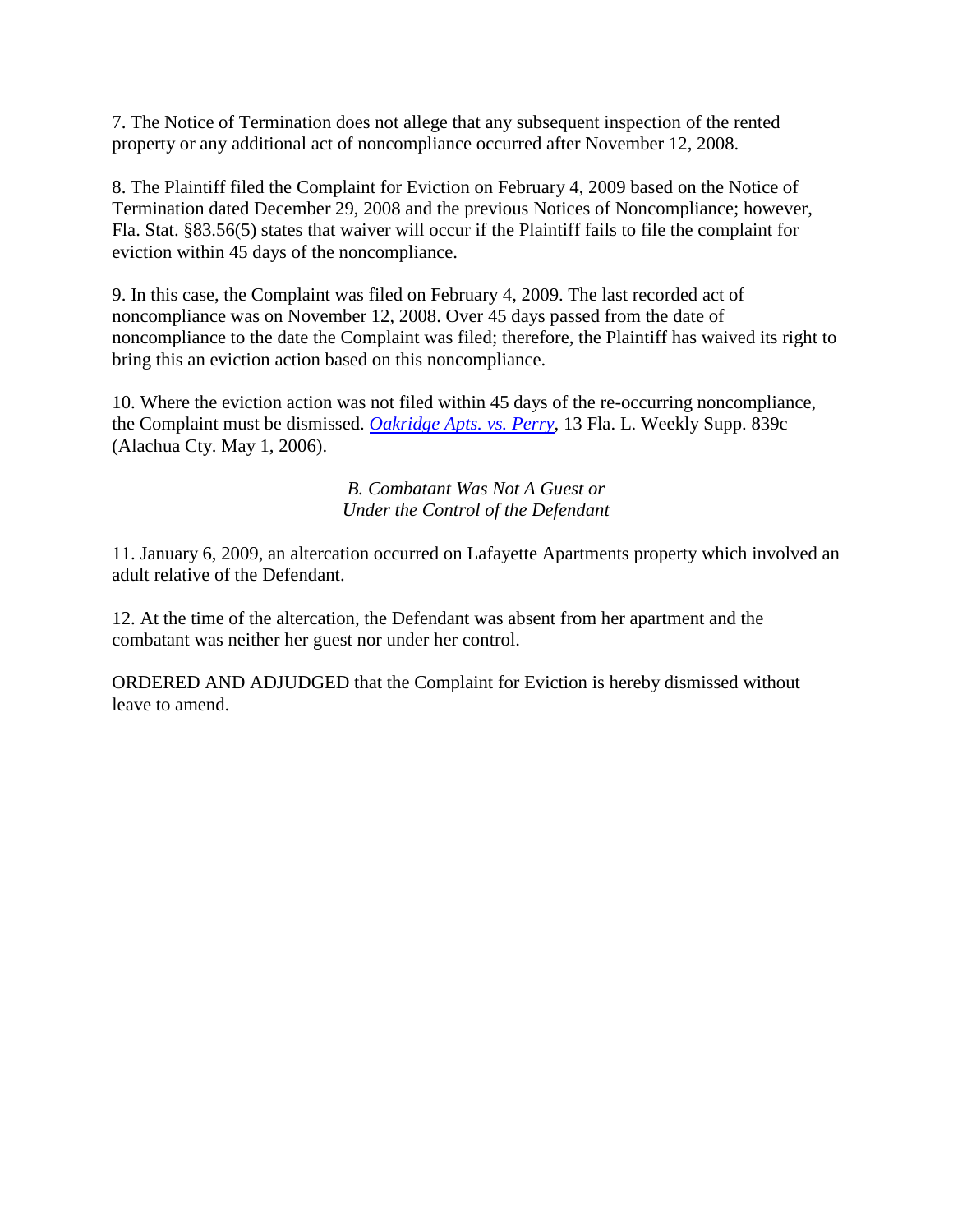7. The Notice of Termination does not allege that any subsequent inspection of the rented property or any additional act of noncompliance occurred after November 12, 2008.

8. The Plaintiff filed the Complaint for Eviction on February 4, 2009 based on the Notice of Termination dated December 29, 2008 and the previous Notices of Noncompliance; however, Fla. Stat. §83.56(5) states that waiver will occur if the Plaintiff fails to file the complaint for eviction within 45 days of the noncompliance.

9. In this case, the Complaint was filed on February 4, 2009. The last recorded act of noncompliance was on November 12, 2008. Over 45 days passed from the date of noncompliance to the date the Complaint was filed; therefore, the Plaintiff has waived its right to bring this an eviction action based on this noncompliance.

10. Where the eviction action was not filed within 45 days of the re-occurring noncompliance, the Complaint must be dismissed. *Oakridge Apts. vs. Perry*, 13 Fla. L. Weekly Supp. 839c (Alachua Cty. May 1, 2006).

*B. Combatant Was Not A Guest or Under the Control of the Defendant*

11. January 6, 2009, an altercation occurred on Lafayette Apartments property which involved an adult relative of the Defendant.

12. At the time of the altercation, the Defendant was absent from her apartment and the combatant was neither her guest nor under her control.

ORDERED AND ADJUDGED that the Complaint for Eviction is hereby dismissed without leave to amend.